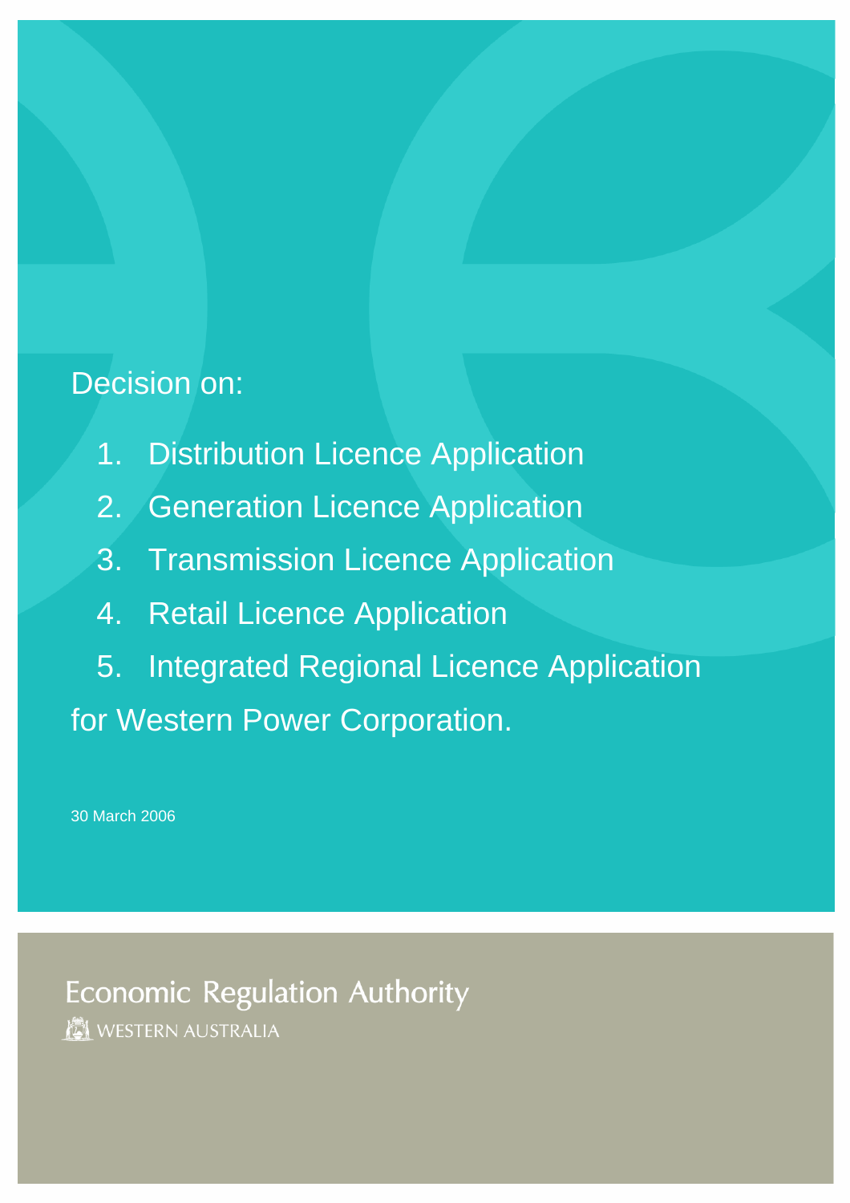# Decision on:

1. Distribution Licence Application
2. Generation Licence Application
3. Transmission Licence Application
4. Retail Licence Application
5. Integrated Regional Licence Application

for Western Power Corporation.

30 March 2006

Economic Regulation Authority

WESTERN AUSTRALIA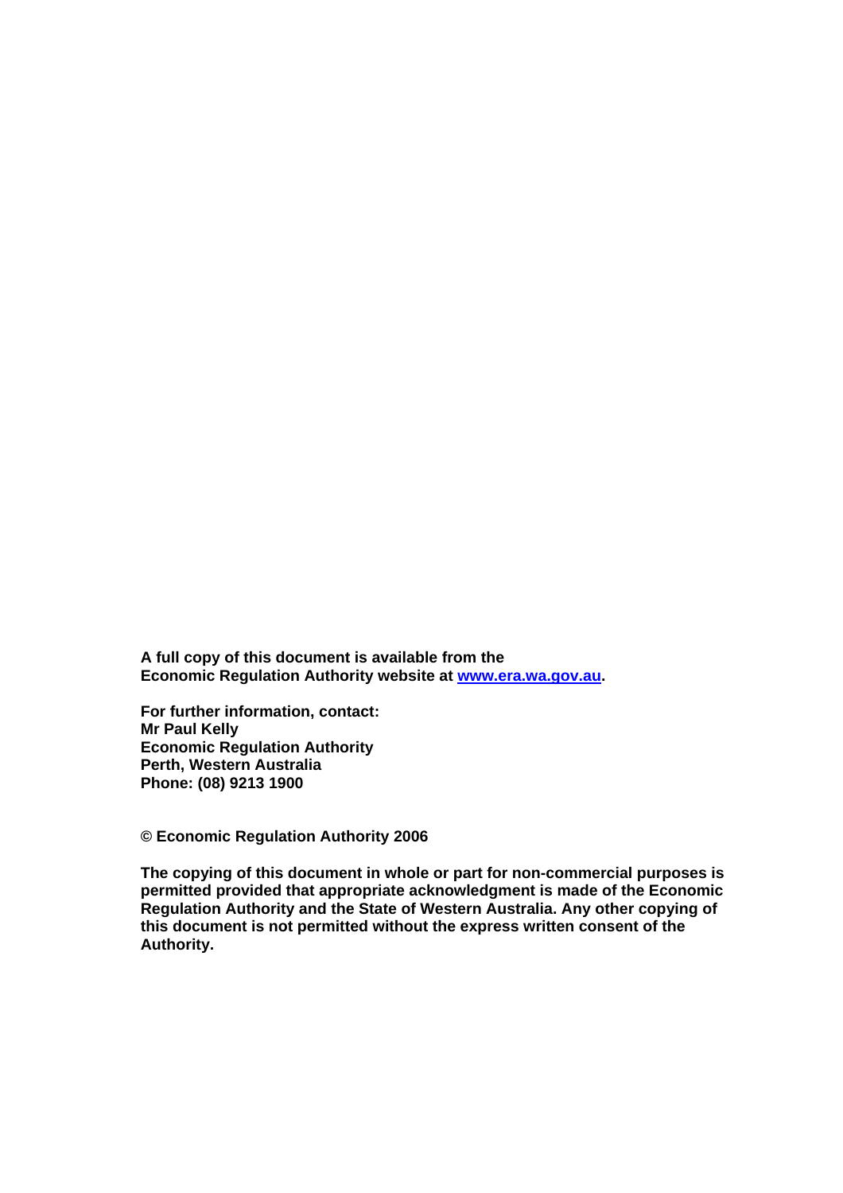**A full copy of this document is available from the Economic Regulation Authority website at [www.era.wa.gov.au](http://www.era.wa.gov.au).**

**For further information, contact:**
**Mr Paul Kelly**
**Economic Regulation Authority**
**Perth, Western Australia**
**Phone: (08) 9213 1900**

**© Economic Regulation Authority 2006**

**The copying of this document in whole or part for non-commercial purposes is permitted provided that appropriate acknowledgment is made of the Economic Regulation Authority and the State of Western Australia. Any other copying of this document is not permitted without the express written consent of the Authority.**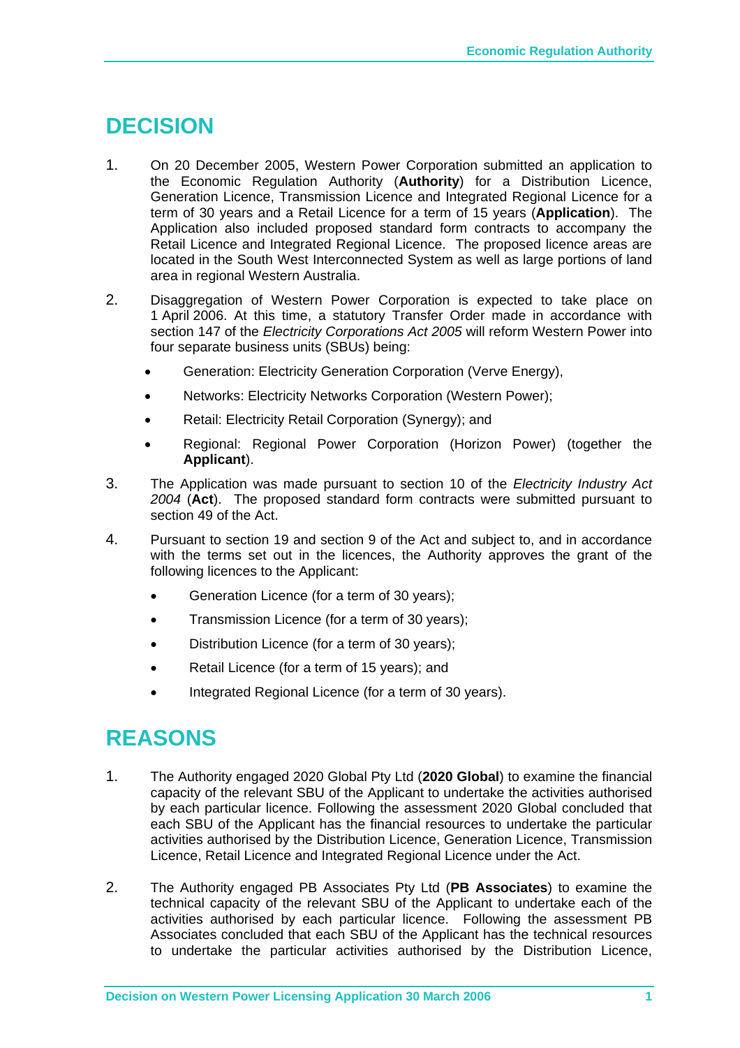# DECISION

1. On 20 December 2005, Western Power Corporation submitted an application to the Economic Regulation Authority (**Authority**) for a Distribution Licence, Generation Licence, Transmission Licence and Integrated Regional Licence for a term of 30 years and a Retail Licence for a term of 15 years (**Application**). The Application also included proposed standard form contracts to accompany the Retail Licence and Integrated Regional Licence. The proposed licence areas are located in the South West Interconnected System as well as large portions of land area in regional Western Australia.

2. Disaggregation of Western Power Corporation is expected to take place on 1 April 2006. At this time, a statutory Transfer Order made in accordance with section 147 of the *Electricity Corporations Act 2005* will reform Western Power into four separate business units (SBUs) being:

   - Generation: Electricity Generation Corporation (Verve Energy),
   - Networks: Electricity Networks Corporation (Western Power);
   - Retail: Electricity Retail Corporation (Synergy); and
   - Regional: Regional Power Corporation (Horizon Power) (together the **Applicant**).

3. The Application was made pursuant to section 10 of the *Electricity Industry Act 2004* (**Act**). The proposed standard form contracts were submitted pursuant to section 49 of the Act.

4. Pursuant to section 19 and section 9 of the Act and subject to, and in accordance with the terms set out in the licences, the Authority approves the grant of the following licences to the Applicant:

   - Generation Licence (for a term of 30 years);
   - Transmission Licence (for a term of 30 years);
   - Distribution Licence (for a term of 30 years);
   - Retail Licence (for a term of 15 years); and
   - Integrated Regional Licence (for a term of 30 years).

# REASONS

1. The Authority engaged 2020 Global Pty Ltd (**2020 Global**) to examine the financial capacity of the relevant SBU of the Applicant to undertake the activities authorised by each particular licence. Following the assessment 2020 Global concluded that each SBU of the Applicant has the financial resources to undertake the particular activities authorised by the Distribution Licence, Generation Licence, Transmission Licence, Retail Licence and Integrated Regional Licence under the Act.

2. The Authority engaged PB Associates Pty Ltd (**PB Associates**) to examine the technical capacity of the relevant SBU of the Applicant to undertake each of the activities authorised by each particular licence. Following the assessment PB Associates concluded that each SBU of the Applicant has the technical resources to undertake the particular activities authorised by the Distribution Licence,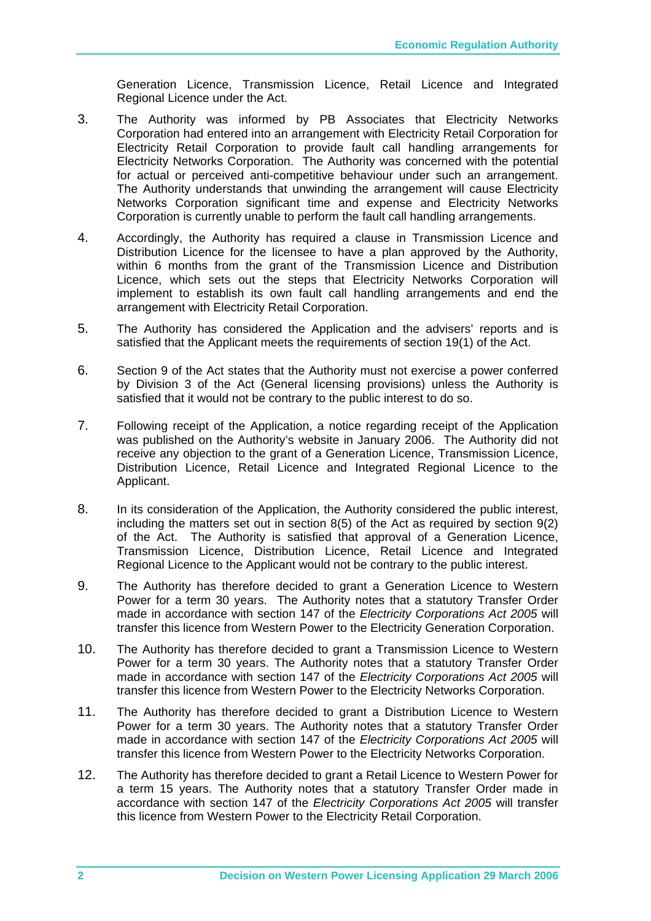Generation Licence, Transmission Licence, Retail Licence and Integrated Regional Licence under the Act.

3. The Authority was informed by PB Associates that Electricity Networks Corporation had entered into an arrangement with Electricity Retail Corporation for Electricity Retail Corporation to provide fault call handling arrangements for Electricity Networks Corporation. The Authority was concerned with the potential for actual or perceived anti-competitive behaviour under such an arrangement. The Authority understands that unwinding the arrangement will cause Electricity Networks Corporation significant time and expense and Electricity Networks Corporation is currently unable to perform the fault call handling arrangements.

4. Accordingly, the Authority has required a clause in Transmission Licence and Distribution Licence for the licensee to have a plan approved by the Authority, within 6 months from the grant of the Transmission Licence and Distribution Licence, which sets out the steps that Electricity Networks Corporation will implement to establish its own fault call handling arrangements and end the arrangement with Electricity Retail Corporation.

5. The Authority has considered the Application and the advisers' reports and is satisfied that the Applicant meets the requirements of section 19(1) of the Act.

6. Section 9 of the Act states that the Authority must not exercise a power conferred by Division 3 of the Act (General licensing provisions) unless the Authority is satisfied that it would not be contrary to the public interest to do so.

7. Following receipt of the Application, a notice regarding receipt of the Application was published on the Authority's website in January 2006. The Authority did not receive any objection to the grant of a Generation Licence, Transmission Licence, Distribution Licence, Retail Licence and Integrated Regional Licence to the Applicant.

8. In its consideration of the Application, the Authority considered the public interest, including the matters set out in section 8(5) of the Act as required by section 9(2) of the Act. The Authority is satisfied that approval of a Generation Licence, Transmission Licence, Distribution Licence, Retail Licence and Integrated Regional Licence to the Applicant would not be contrary to the public interest.

9. The Authority has therefore decided to grant a Generation Licence to Western Power for a term 30 years. The Authority notes that a statutory Transfer Order made in accordance with section 147 of the *Electricity Corporations Act 2005* will transfer this licence from Western Power to the Electricity Generation Corporation.

10. The Authority has therefore decided to grant a Transmission Licence to Western Power for a term 30 years. The Authority notes that a statutory Transfer Order made in accordance with section 147 of the *Electricity Corporations Act 2005* will transfer this licence from Western Power to the Electricity Networks Corporation.

11. The Authority has therefore decided to grant a Distribution Licence to Western Power for a term 30 years. The Authority notes that a statutory Transfer Order made in accordance with section 147 of the *Electricity Corporations Act 2005* will transfer this licence from Western Power to the Electricity Networks Corporation.

12. The Authority has therefore decided to grant a Retail Licence to Western Power for a term 15 years. The Authority notes that a statutory Transfer Order made in accordance with section 147 of the *Electricity Corporations Act 2005* will transfer this licence from Western Power to the Electricity Retail Corporation.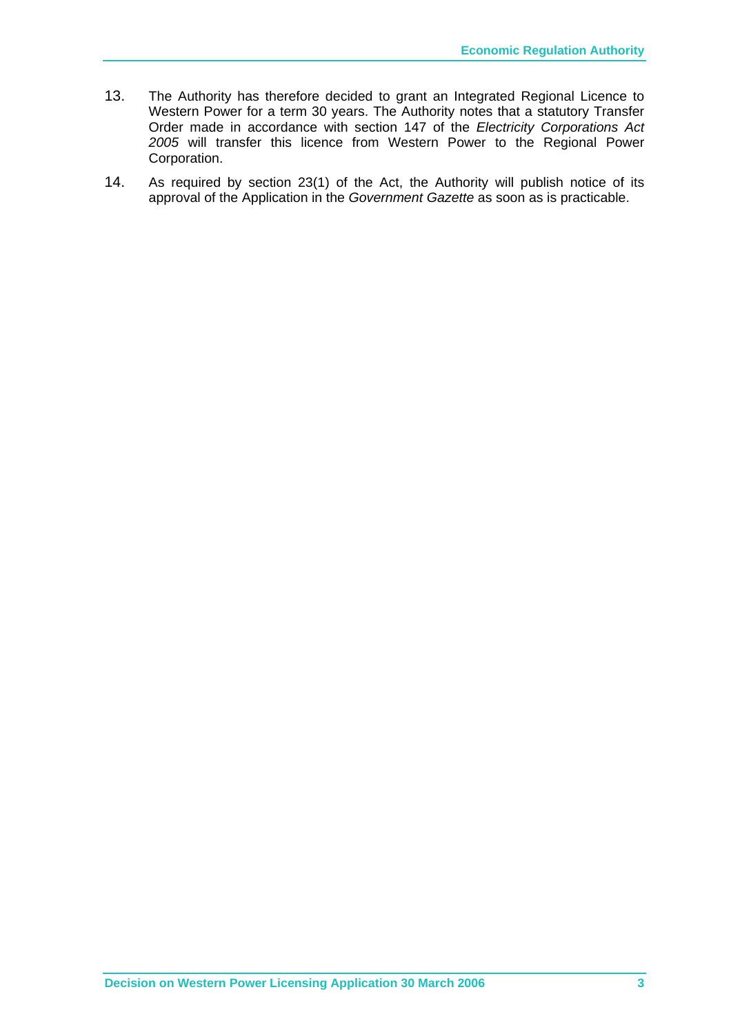13. The Authority has therefore decided to grant an Integrated Regional Licence to Western Power for a term 30 years. The Authority notes that a statutory Transfer Order made in accordance with section 147 of the *Electricity Corporations Act 2005* will transfer this licence from Western Power to the Regional Power Corporation.

14. As required by section 23(1) of the Act, the Authority will publish notice of its approval of the Application in the *Government Gazette* as soon as is practicable.